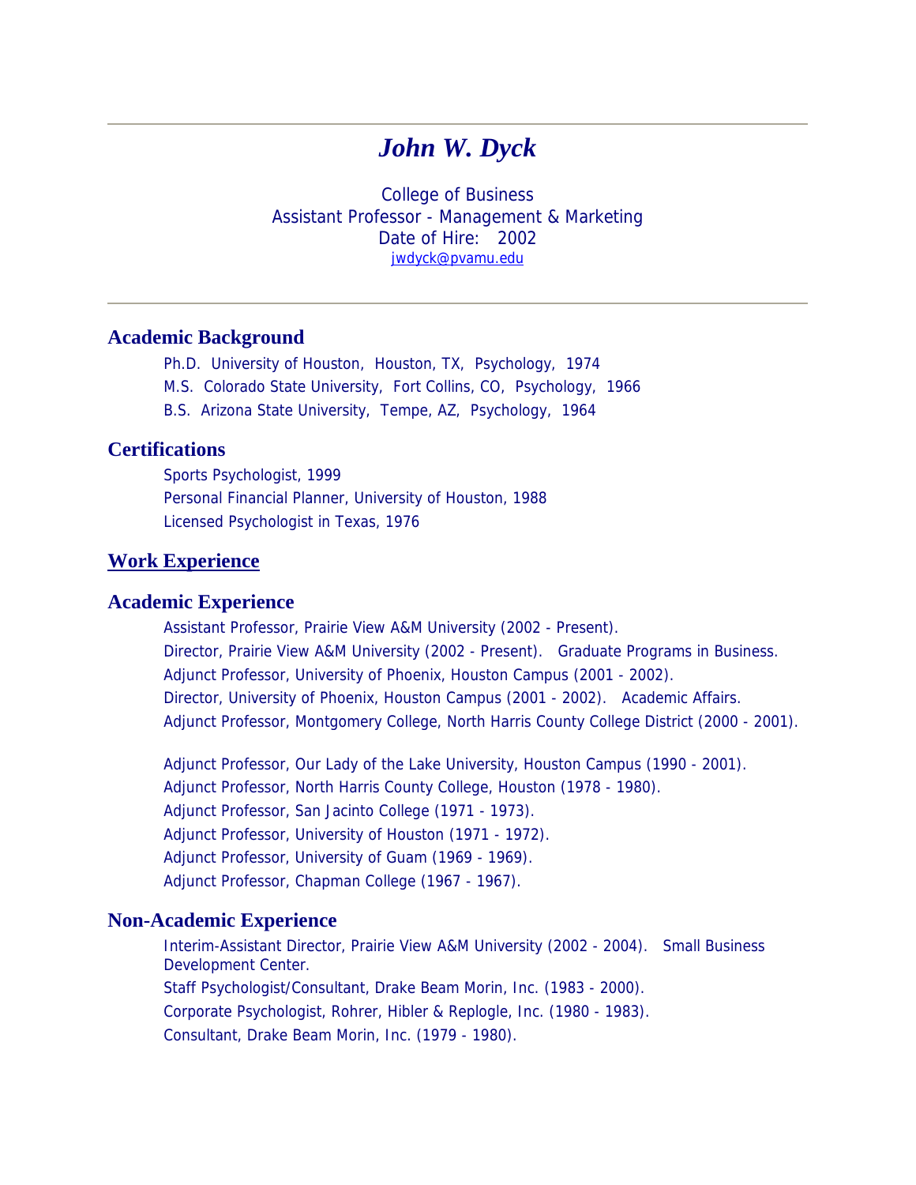---

# *John W. Dyck*

College of Business
Assistant Professor - Management & Marketing
Date of Hire: 2002
jwdyck@pvamu.edu

---

## Academic Background

Ph.D. University of Houston, Houston, TX, Psychology, 1974

M.S. Colorado State University, Fort Collins, CO, Psychology, 1966

B.S. Arizona State University, Tempe, AZ, Psychology, 1964

## Certifications

Sports Psychologist, 1999

Personal Financial Planner, University of Houston, 1988

Licensed Psychologist in Texas, 1976

## Work Experience

## Academic Experience

Assistant Professor, Prairie View A&M University (2002 - Present).

Director, Prairie View A&M University (2002 - Present). Graduate Programs in Business.

Adjunct Professor, University of Phoenix, Houston Campus (2001 - 2002).

Director, University of Phoenix, Houston Campus (2001 - 2002). Academic Affairs.

Adjunct Professor, Montgomery College, North Harris County College District (2000 - 2001).

Adjunct Professor, Our Lady of the Lake University, Houston Campus (1990 - 2001).

Adjunct Professor, North Harris County College, Houston (1978 - 1980).

Adjunct Professor, San Jacinto College (1971 - 1973).

Adjunct Professor, University of Houston (1971 - 1972).

Adjunct Professor, University of Guam (1969 - 1969).

Adjunct Professor, Chapman College (1967 - 1967).

## Non-Academic Experience

Interim-Assistant Director, Prairie View A&M University (2002 - 2004). Small Business Development Center.

Staff Psychologist/Consultant, Drake Beam Morin, Inc. (1983 - 2000).

Corporate Psychologist, Rohrer, Hibler & Replogle, Inc. (1980 - 1983).

Consultant, Drake Beam Morin, Inc. (1979 - 1980).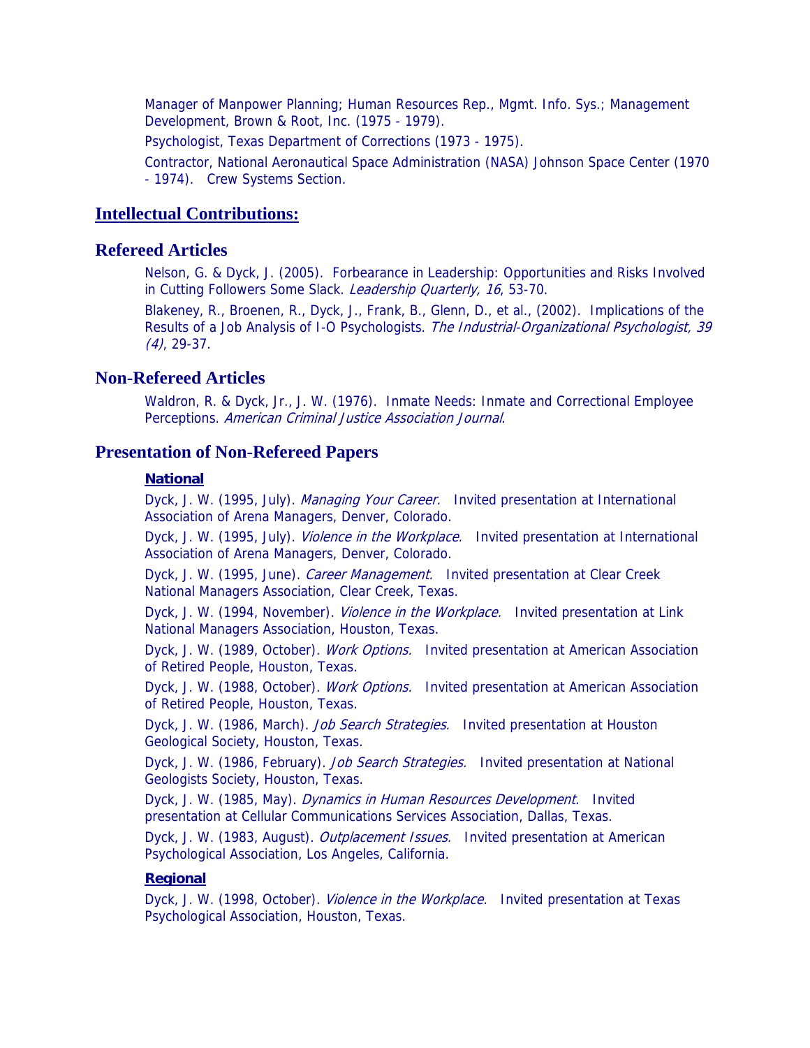Manager of Manpower Planning; Human Resources Rep., Mgmt. Info. Sys.; Management Development, Brown & Root, Inc. (1975 - 1979).

Psychologist, Texas Department of Corrections (1973 - 1975).

Contractor, National Aeronautical Space Administration (NASA) Johnson Space Center (1970 - 1974). Crew Systems Section.

## Intellectual Contributions:

## Refereed Articles

Nelson, G. & Dyck, J. (2005). Forbearance in Leadership: Opportunities and Risks Involved in Cutting Followers Some Slack. *Leadership Quarterly, 16*, 53-70.

Blakeney, R., Broenen, R., Dyck, J., Frank, B., Glenn, D., et al., (2002). Implications of the Results of a Job Analysis of I-O Psychologists. *The Industrial-Organizational Psychologist, 39 (4)*, 29-37.

## Non-Refereed Articles

Waldron, R. & Dyck, Jr., J. W. (1976). Inmate Needs: Inmate and Correctional Employee Perceptions. *American Criminal Justice Association Journal*.

## Presentation of Non-Refereed Papers

### National

Dyck, J. W. (1995, July). *Managing Your Career.* Invited presentation at International Association of Arena Managers, Denver, Colorado.

Dyck, J. W. (1995, July). *Violence in the Workplace.* Invited presentation at International Association of Arena Managers, Denver, Colorado.

Dyck, J. W. (1995, June). *Career Management.* Invited presentation at Clear Creek National Managers Association, Clear Creek, Texas.

Dyck, J. W. (1994, November). *Violence in the Workplace.* Invited presentation at Link National Managers Association, Houston, Texas.

Dyck, J. W. (1989, October). *Work Options.* Invited presentation at American Association of Retired People, Houston, Texas.

Dyck, J. W. (1988, October). *Work Options.* Invited presentation at American Association of Retired People, Houston, Texas.

Dyck, J. W. (1986, March). *Job Search Strategies.* Invited presentation at Houston Geological Society, Houston, Texas.

Dyck, J. W. (1986, February). *Job Search Strategies.* Invited presentation at National Geologists Society, Houston, Texas.

Dyck, J. W. (1985, May). *Dynamics in Human Resources Development.* Invited presentation at Cellular Communications Services Association, Dallas, Texas.

Dyck, J. W. (1983, August). *Outplacement Issues.* Invited presentation at American Psychological Association, Los Angeles, California.

### Regional

Dyck, J. W. (1998, October). *Violence in the Workplace.* Invited presentation at Texas Psychological Association, Houston, Texas.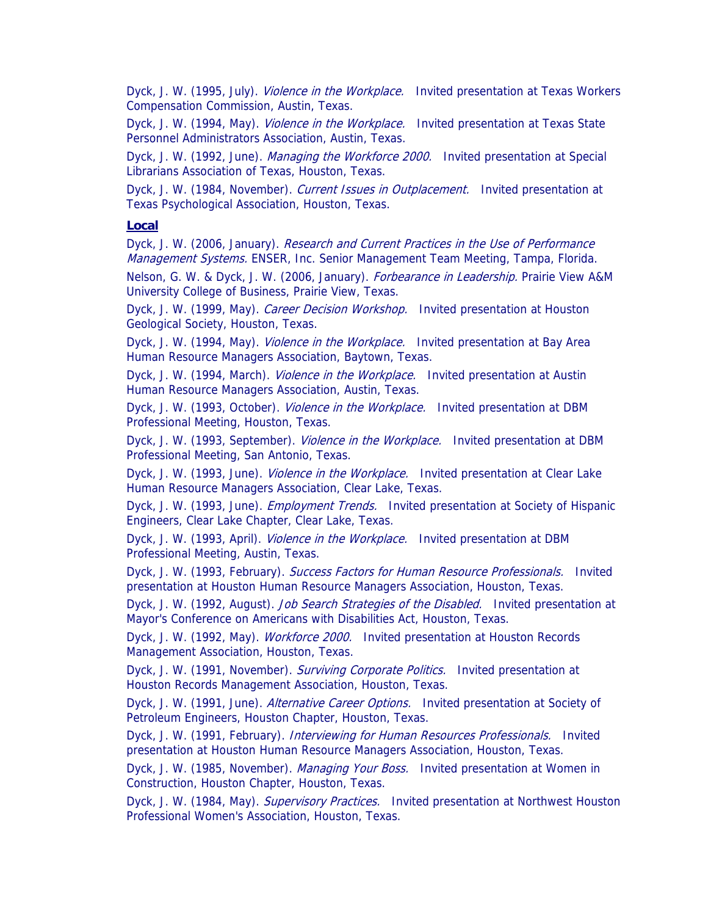Dyck, J. W. (1995, July). *Violence in the Workplace.* Invited presentation at Texas Workers Compensation Commission, Austin, Texas.

Dyck, J. W. (1994, May). *Violence in the Workplace.* Invited presentation at Texas State Personnel Administrators Association, Austin, Texas.

Dyck, J. W. (1992, June). *Managing the Workforce 2000.* Invited presentation at Special Librarians Association of Texas, Houston, Texas.

Dyck, J. W. (1984, November). *Current Issues in Outplacement.* Invited presentation at Texas Psychological Association, Houston, Texas.

### Local

Dyck, J. W. (2006, January). *Research and Current Practices in the Use of Performance Management Systems.* ENSER, Inc. Senior Management Team Meeting, Tampa, Florida.

Nelson, G. W. & Dyck, J. W. (2006, January). *Forbearance in Leadership.* Prairie View A&M University College of Business, Prairie View, Texas.

Dyck, J. W. (1999, May). *Career Decision Workshop.* Invited presentation at Houston Geological Society, Houston, Texas.

Dyck, J. W. (1994, May). *Violence in the Workplace.* Invited presentation at Bay Area Human Resource Managers Association, Baytown, Texas.

Dyck, J. W. (1994, March). *Violence in the Workplace.* Invited presentation at Austin Human Resource Managers Association, Austin, Texas.

Dyck, J. W. (1993, October). *Violence in the Workplace.* Invited presentation at DBM Professional Meeting, Houston, Texas.

Dyck, J. W. (1993, September). *Violence in the Workplace.* Invited presentation at DBM Professional Meeting, San Antonio, Texas.

Dyck, J. W. (1993, June). *Violence in the Workplace.* Invited presentation at Clear Lake Human Resource Managers Association, Clear Lake, Texas.

Dyck, J. W. (1993, June). *Employment Trends.* Invited presentation at Society of Hispanic Engineers, Clear Lake Chapter, Clear Lake, Texas.

Dyck, J. W. (1993, April). *Violence in the Workplace.* Invited presentation at DBM Professional Meeting, Austin, Texas.

Dyck, J. W. (1993, February). *Success Factors for Human Resource Professionals.* Invited presentation at Houston Human Resource Managers Association, Houston, Texas.

Dyck, J. W. (1992, August). *Job Search Strategies of the Disabled.* Invited presentation at Mayor's Conference on Americans with Disabilities Act, Houston, Texas.

Dyck, J. W. (1992, May). *Workforce 2000.* Invited presentation at Houston Records Management Association, Houston, Texas.

Dyck, J. W. (1991, November). *Surviving Corporate Politics.* Invited presentation at Houston Records Management Association, Houston, Texas.

Dyck, J. W. (1991, June). *Alternative Career Options.* Invited presentation at Society of Petroleum Engineers, Houston Chapter, Houston, Texas.

Dyck, J. W. (1991, February). *Interviewing for Human Resources Professionals.* Invited presentation at Houston Human Resource Managers Association, Houston, Texas.

Dyck, J. W. (1985, November). *Managing Your Boss.* Invited presentation at Women in Construction, Houston Chapter, Houston, Texas.

Dyck, J. W. (1984, May). *Supervisory Practices.* Invited presentation at Northwest Houston Professional Women's Association, Houston, Texas.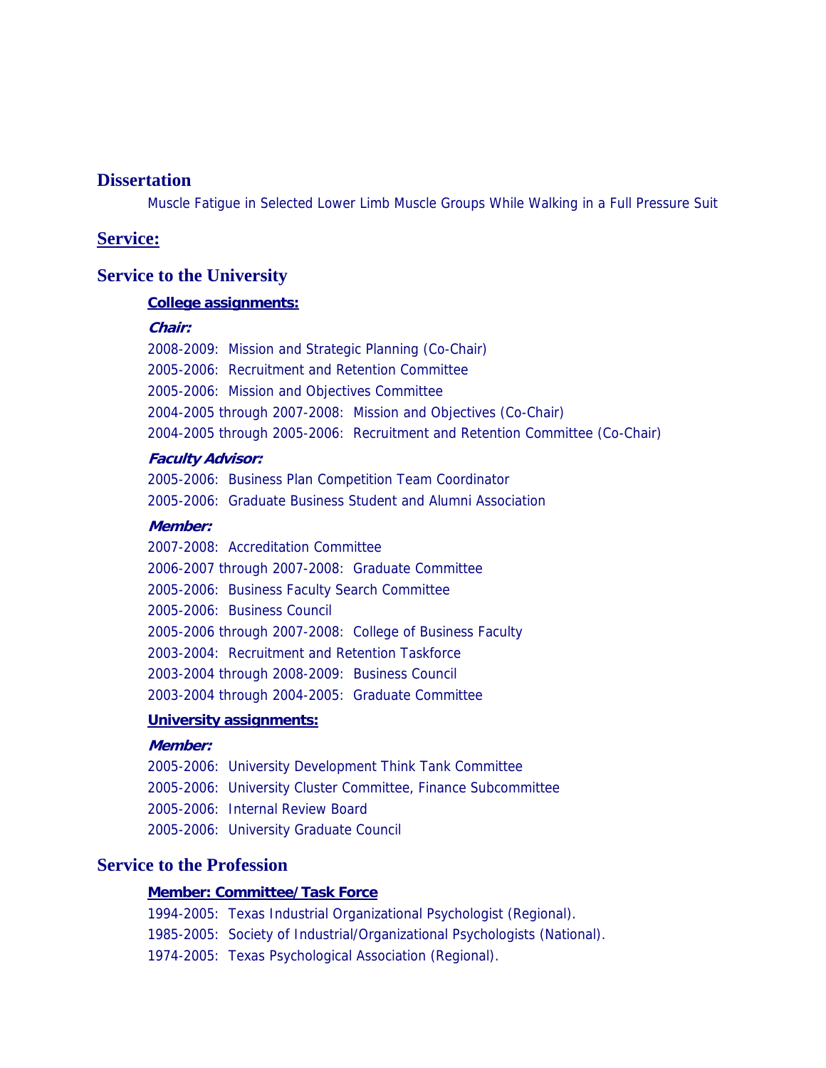## Dissertation

Muscle Fatigue in Selected Lower Limb Muscle Groups While Walking in a Full Pressure Suit

## <u>Service:</u>

## Service to the University

### <u>College assignments:</u>

***Chair:***

2008-2009: Mission and Strategic Planning (Co-Chair)

2005-2006: Recruitment and Retention Committee

2005-2006: Mission and Objectives Committee

2004-2005 through 2007-2008: Mission and Objectives (Co-Chair)

2004-2005 through 2005-2006: Recruitment and Retention Committee (Co-Chair)

***Faculty Advisor:***

2005-2006: Business Plan Competition Team Coordinator

2005-2006: Graduate Business Student and Alumni Association

***Member:***

2007-2008: Accreditation Committee

2006-2007 through 2007-2008: Graduate Committee

2005-2006: Business Faculty Search Committee

2005-2006: Business Council

2005-2006 through 2007-2008: College of Business Faculty

2003-2004: Recruitment and Retention Taskforce

2003-2004 through 2008-2009: Business Council

2003-2004 through 2004-2005: Graduate Committee

### <u>University assignments:</u>

***Member:***

2005-2006: University Development Think Tank Committee

2005-2006: University Cluster Committee, Finance Subcommittee

2005-2006: Internal Review Board

2005-2006: University Graduate Council

## Service to the Profession

### <u>Member: Committee/Task Force</u>

1994-2005: Texas Industrial Organizational Psychologist (Regional).

1985-2005: Society of Industrial/Organizational Psychologists (National).

1974-2005: Texas Psychological Association (Regional).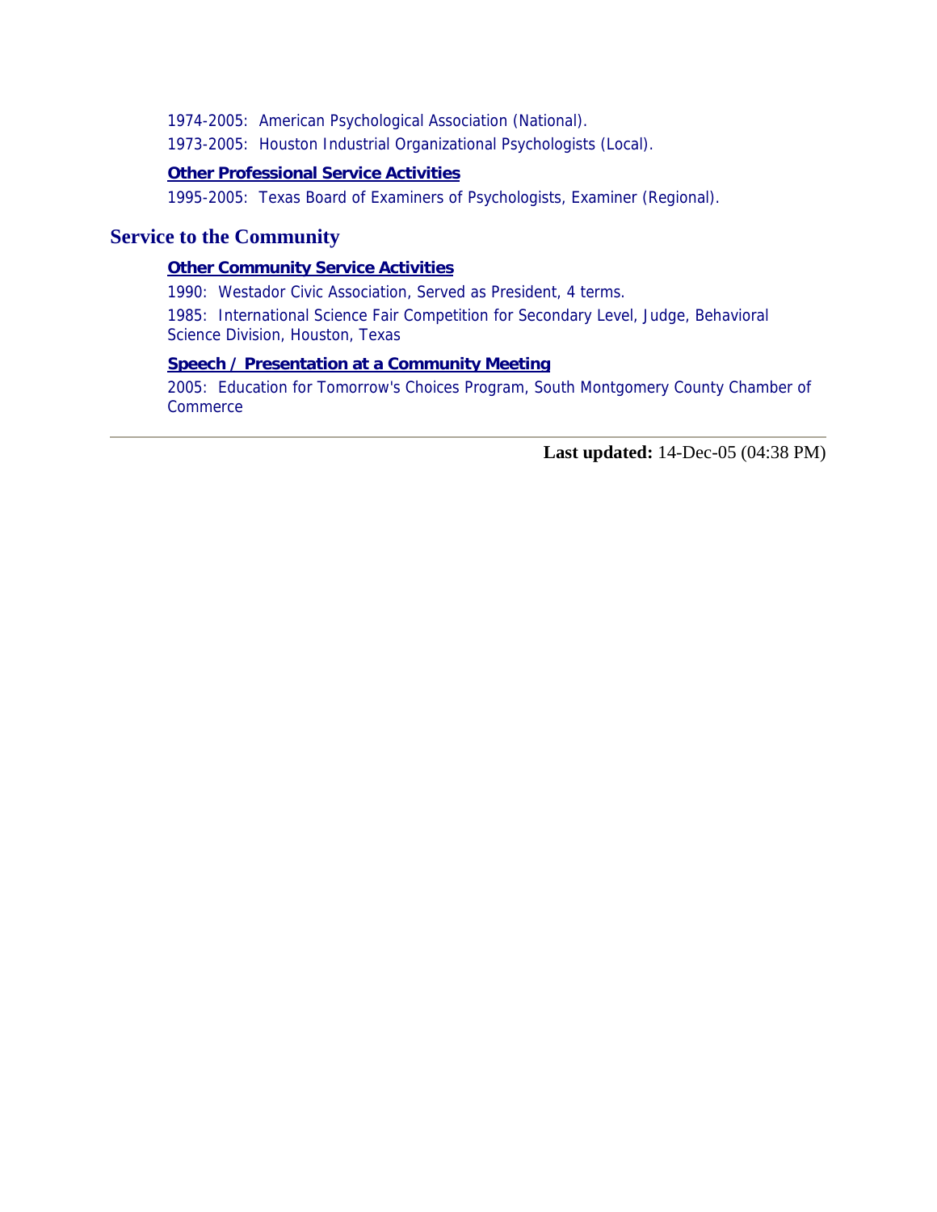1974-2005:  American Psychological Association (National).

1973-2005:  Houston Industrial Organizational Psychologists (Local).

#### Other Professional Service Activities

1995-2005:  Texas Board of Examiners of Psychologists, Examiner (Regional).

## Service to the Community

#### Other Community Service Activities

1990:  Westador Civic Association, Served as President, 4 terms.

1985:  International Science Fair Competition for Secondary Level, Judge, Behavioral Science Division, Houston, Texas

#### Speech / Presentation at a Community Meeting

2005:  Education for Tomorrow's Choices Program, South Montgomery County Chamber of Commerce

---

**Last updated:** 14-Dec-05 (04:38 PM)